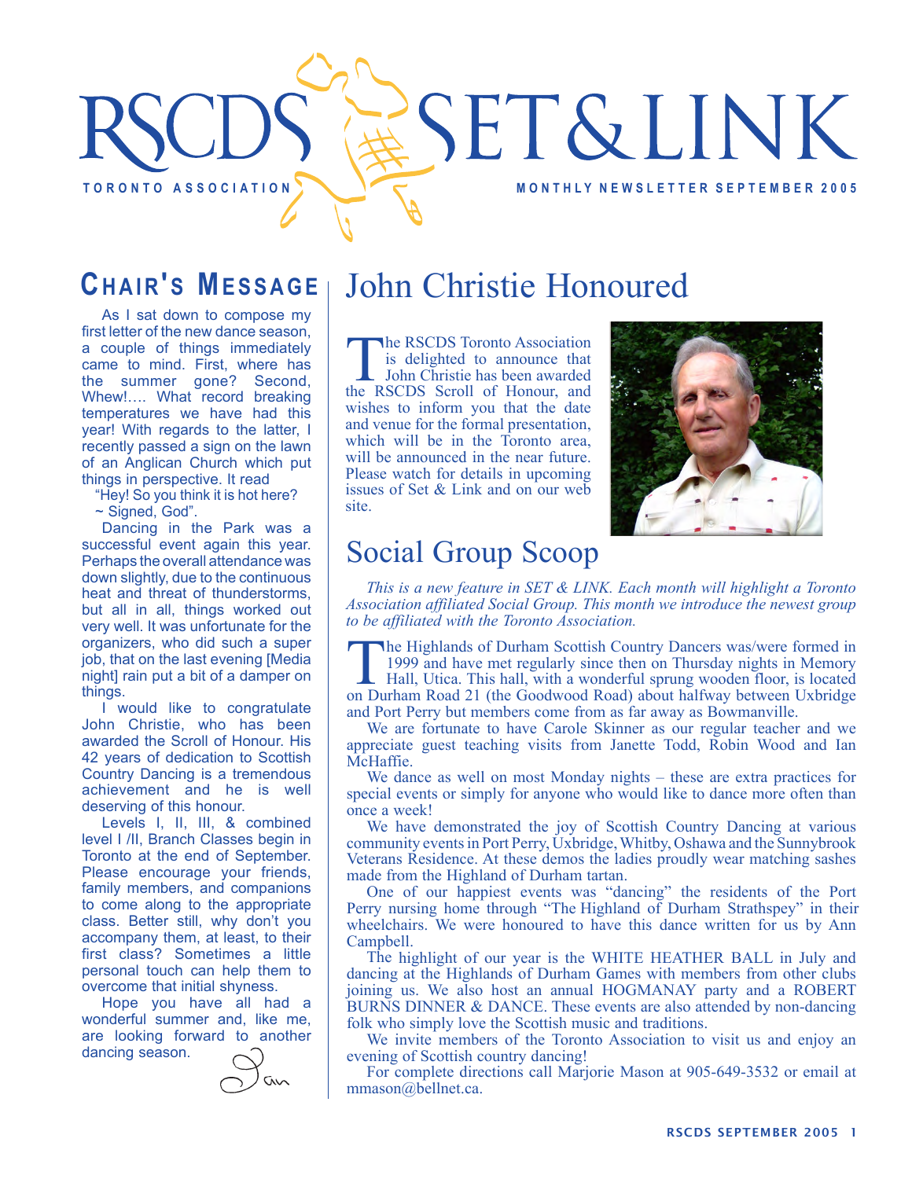# RSCDS SET & LINK

**TORONTO ASSOCIATION** — **MONTHLY NEWSLETTER SEPTEMBER 2005**

## CHAIR'S MESSAGE

As I sat down to compose my first letter of the new dance season, a couple of things immediately came to mind. First, where has the summer gone? Second, Whew!…. What record breaking temperatures we have had this year! With regards to the latter, I recently passed a sign on the lawn of an Anglican Church which put things in perspective. It read

"Hey! So you think it is hot here?
~ Signed, God".

Dancing in the Park was a successful event again this year. Perhaps the overall attendance was down slightly, due to the continuous heat and threat of thunderstorms, but all in all, things worked out very well. It was unfortunate for the organizers, who did such a super job, that on the last evening [Media night] rain put a bit of a damper on things.

I would like to congratulate John Christie, who has been awarded the Scroll of Honour. His 42 years of dedication to Scottish Country Dancing is a tremendous achievement and he is well deserving of this honour.

Levels I, II, III, & combined level I /II, Branch Classes begin in Toronto at the end of September. Please encourage your friends, family members, and companions to come along to the appropriate class. Better still, why don't you accompany them, at least, to their first class? Sometimes a little personal touch can help them to overcome that initial shyness.

Hope you have all had a wonderful summer and, like me, are looking forward to another dancing season.

## John Christie Honoured

The RSCDS Toronto Association is delighted to announce that John Christie has been awarded the RSCDS Scroll of Honour, and wishes to inform you that the date and venue for the formal presentation, which will be in the Toronto area, will be announced in the near future. Please watch for details in upcoming issues of Set & Link and on our web site.

## Social Group Scoop

*This is a new feature in SET & LINK. Each month will highlight a Toronto Association affiliated Social Group. This month we introduce the newest group to be affiliated with the Toronto Association.*

The Highlands of Durham Scottish Country Dancers was/were formed in 1999 and have met regularly since then on Thursday nights in Memory Hall, Utica. This hall, with a wonderful sprung wooden floor, is located on Durham Road 21 (the Goodwood Road) about halfway between Uxbridge and Port Perry but members come from as far away as Bowmanville.

We are fortunate to have Carole Skinner as our regular teacher and we appreciate guest teaching visits from Janette Todd, Robin Wood and Ian McHaffie.

We dance as well on most Monday nights – these are extra practices for special events or simply for anyone who would like to dance more often than once a week!

We have demonstrated the joy of Scottish Country Dancing at various community events in Port Perry, Uxbridge, Whitby, Oshawa and the Sunnybrook Veterans Residence. At these demos the ladies proudly wear matching sashes made from the Highland of Durham tartan.

One of our happiest events was "dancing" the residents of the Port Perry nursing home through "The Highland of Durham Strathspey" in their wheelchairs. We were honoured to have this dance written for us by Ann Campbell.

The highlight of our year is the WHITE HEATHER BALL in July and dancing at the Highlands of Durham Games with members from other clubs joining us. We also host an annual HOGMANAY party and a ROBERT BURNS DINNER & DANCE. These events are also attended by non-dancing folk who simply love the Scottish music and traditions.

We invite members of the Toronto Association to visit us and enjoy an evening of Scottish country dancing!

For complete directions call Marjorie Mason at 905-649-3532 or email at mmason@bellnet.ca.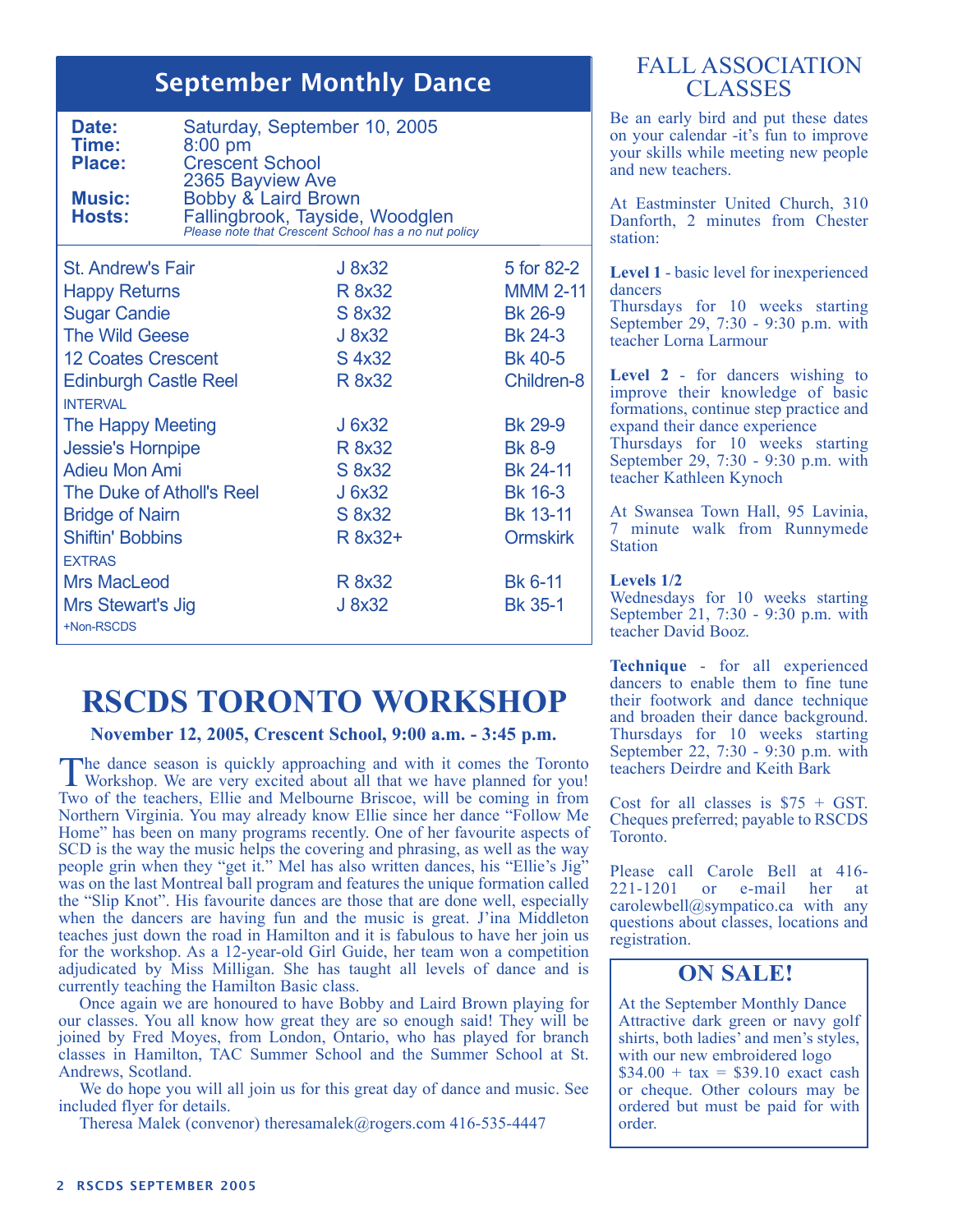## September Monthly Dance

**Date:** Saturday, September 10, 2005
**Time:** 8:00 pm
**Place:** Crescent School
2365 Bayview Ave
**Music:** Bobby & Laird Brown
**Hosts:** Fallingbrook, Tayside, Woodglen
*Please note that Crescent School has a no nut policy*

| | | |
|---|---|---|
| St. Andrew's Fair | J 8x32 | 5 for 82-2 |
| Happy Returns | R 8x32 | MMM 2-11 |
| Sugar Candie | S 8x32 | Bk 26-9 |
| The Wild Geese | J 8x32 | Bk 24-3 |
| 12 Coates Crescent | S 4x32 | Bk 40-5 |
| Edinburgh Castle Reel | R 8x32 | Children-8 |
| INTERVAL | | |
| The Happy Meeting | J 6x32 | Bk 29-9 |
| Jessie's Hornpipe | R 8x32 | Bk 8-9 |
| Adieu Mon Ami | S 8x32 | Bk 24-11 |
| The Duke of Atholl's Reel | J 6x32 | Bk 16-3 |
| Bridge of Nairn | S 8x32 | Bk 13-11 |
| Shiftin' Bobbins | R 8x32+ | Ormskirk |
| EXTRAS | | |
| Mrs MacLeod | R 8x32 | Bk 6-11 |
| Mrs Stewart's Jig | J 8x32 | Bk 35-1 |

+Non-RSCDS

# RSCDS TORONTO WORKSHOP

**November 12, 2005, Crescent School, 9:00 a.m. - 3:45 p.m.**

The dance season is quickly approaching and with it comes the Toronto Workshop. We are very excited about all that we have planned for you! Two of the teachers, Ellie and Melbourne Briscoe, will be coming in from Northern Virginia. You may already know Ellie since her dance "Follow Me Home" has been on many programs recently. One of her favourite aspects of SCD is the way the music helps the covering and phrasing, as well as the way people grin when they "get it." Mel has also written dances, his "Ellie's Jig" was on the last Montreal ball program and features the unique formation called the "Slip Knot". His favourite dances are those that are done well, especially when the dancers are having fun and the music is great. J'ina Middleton teaches just down the road in Hamilton and it is fabulous to have her join us for the workshop. As a 12-year-old Girl Guide, her team won a competition adjudicated by Miss Milligan. She has taught all levels of dance and is currently teaching the Hamilton Basic class.

Once again we are honoured to have Bobby and Laird Brown playing for our classes. You all know how great they are so enough said! They will be joined by Fred Moyes, from London, Ontario, who has played for branch classes in Hamilton, TAC Summer School and the Summer School at St. Andrews, Scotland.

We do hope you will all join us for this great day of dance and music. See included flyer for details.

Theresa Malek (convenor) theresamalek@rogers.com 416-535-4447

## FALL ASSOCIATION CLASSES

Be an early bird and put these dates on your calendar -it's fun to improve your skills while meeting new people and new teachers.

At Eastminster United Church, 310 Danforth, 2 minutes from Chester station:

**Level 1** - basic level for inexperienced dancers
Thursdays for 10 weeks starting September 29, 7:30 - 9:30 p.m. with teacher Lorna Larmour

**Level 2** - for dancers wishing to improve their knowledge of basic formations, continue step practice and expand their dance experience
Thursdays for 10 weeks starting September 29, 7:30 - 9:30 p.m. with teacher Kathleen Kynoch

At Swansea Town Hall, 95 Lavinia, 7 minute walk from Runnymede Station

**Levels 1/2**
Wednesdays for 10 weeks starting September 21, 7:30 - 9:30 p.m. with teacher David Booz.

**Technique** - for all experienced dancers to enable them to fine tune their footwork and dance technique and broaden their dance background. Thursdays for 10 weeks starting September 22, 7:30 - 9:30 p.m. with teachers Deirdre and Keith Bark

Cost for all classes is $75 + GST. Cheques preferred; payable to RSCDS Toronto.

Please call Carole Bell at 416-221-1201 or e-mail her at carolewbell@sympatico.ca with any questions about classes, locations and registration.

## ON SALE!

At the September Monthly Dance
Attractive dark green or navy golf shirts, both ladies' and men's styles, with our new embroidered logo
$34.00 + tax = $39.10 exact cash or cheque. Other colours may be ordered but must be paid for with order.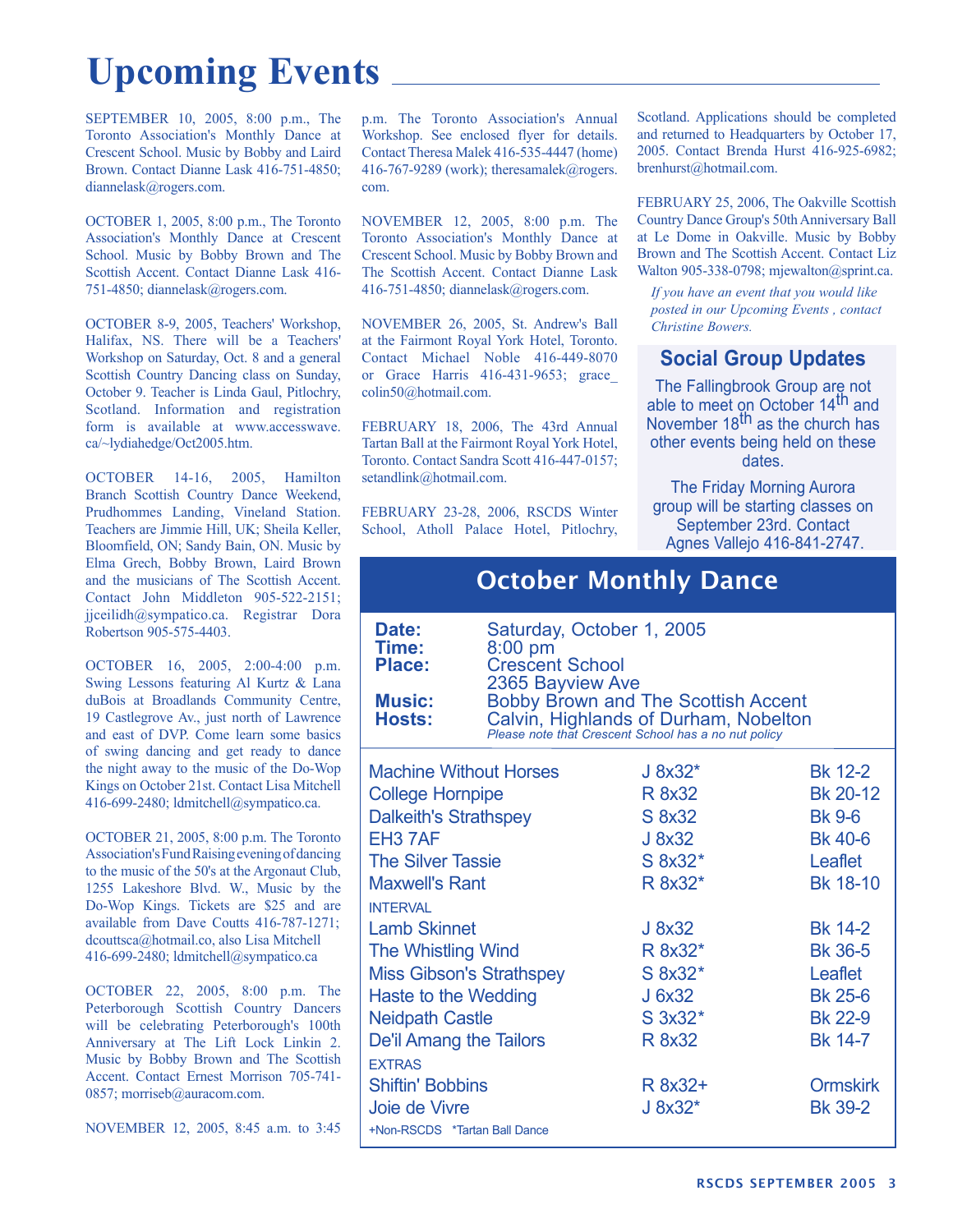# Upcoming Events

SEPTEMBER 10, 2005, 8:00 p.m., The Toronto Association's Monthly Dance at Crescent School. Music by Bobby and Laird Brown. Contact Dianne Lask 416-751-4850; diannelask@rogers.com.

OCTOBER 1, 2005, 8:00 p.m., The Toronto Association's Monthly Dance at Crescent School. Music by Bobby Brown and The Scottish Accent. Contact Dianne Lask 416-751-4850; diannelask@rogers.com.

OCTOBER 8-9, 2005, Teachers' Workshop, Halifax, NS. There will be a Teachers' Workshop on Saturday, Oct. 8 and a general Scottish Country Dancing class on Sunday, October 9. Teacher is Linda Gaul, Pitlochry, Scotland. Information and registration form is available at www.accesswave.ca/~lydiahedge/Oct2005.htm.

OCTOBER 14-16, 2005, Hamilton Branch Scottish Country Dance Weekend, Prudhommes Landing, Vineland Station. Teachers are Jimmie Hill, UK; Sheila Keller, Bloomfield, ON; Sandy Bain, ON. Music by Elma Grech, Bobby Brown, Laird Brown and the musicians of The Scottish Accent. Contact John Middleton 905-522-2151; jjceilidh@sympatico.ca. Registrar Dora Robertson 905-575-4403.

OCTOBER 16, 2005, 2:00-4:00 p.m. Swing Lessons featuring Al Kurtz & Lana duBois at Broadlands Community Centre, 19 Castlegrove Av., just north of Lawrence and east of DVP. Come learn some basics of swing dancing and get ready to dance the night away to the music of the Do-Wop Kings on October 21st. Contact Lisa Mitchell 416-699-2480; ldmitchell@sympatico.ca.

OCTOBER 21, 2005, 8:00 p.m. The Toronto Association's Fund Raising evening of dancing to the music of the 50's at the Argonaut Club, 1255 Lakeshore Blvd. W., Music by the Do-Wop Kings. Tickets are $25 and are available from Dave Coutts 416-787-1271; dcouttsca@hotmail.co, also Lisa Mitchell 416-699-2480; ldmitchell@sympatico.ca

OCTOBER 22, 2005, 8:00 p.m. The Peterborough Scottish Country Dancers will be celebrating Peterborough's 100th Anniversary at The Lift Lock Linkin 2. Music by Bobby Brown and The Scottish Accent. Contact Ernest Morrison 705-741-0857; morriseb@auracom.com.

NOVEMBER 12, 2005, 8:45 a.m. to 3:45 p.m. The Toronto Association's Annual Workshop. See enclosed flyer for details. Contact Theresa Malek 416-535-4447 (home) 416-767-9289 (work); theresamalek@rogers.com.

NOVEMBER 12, 2005, 8:00 p.m. The Toronto Association's Monthly Dance at Crescent School. Music by Bobby Brown and The Scottish Accent. Contact Dianne Lask 416-751-4850; diannelask@rogers.com.

NOVEMBER 26, 2005, St. Andrew's Ball at the Fairmont Royal York Hotel, Toronto. Contact Michael Noble 416-449-8070 or Grace Harris 416-431-9653; grace_colin50@hotmail.com.

FEBRUARY 18, 2006, The 43rd Annual Tartan Ball at the Fairmont Royal York Hotel, Toronto. Contact Sandra Scott 416-447-0157; setandlink@hotmail.com.

FEBRUARY 23-28, 2006, RSCDS Winter School, Atholl Palace Hotel, Pitlochry, Scotland. Applications should be completed and returned to Headquarters by October 17, 2005. Contact Brenda Hurst 416-925-6982; brenhurst@hotmail.com.

FEBRUARY 25, 2006, The Oakville Scottish Country Dance Group's 50th Anniversary Ball at Le Dome in Oakville. Music by Bobby Brown and The Scottish Accent. Contact Liz Walton 905-338-0798; mjewalton@sprint.ca.

*If you have an event that you would like posted in our Upcoming Events , contact Christine Bowers.*

## Social Group Updates

The Fallingbrook Group are not able to meet on October 14th and November 18th as the church has other events being held on these dates.

The Friday Morning Aurora group will be starting classes on September 23rd. Contact Agnes Vallejo 416-841-2747.

## October Monthly Dance

**Date:** Saturday, October 1, 2005
**Time:** 8:00 pm
**Place:** Crescent School, 2365 Bayview Ave
**Music:** Bobby Brown and The Scottish Accent
**Hosts:** Calvin, Highlands of Durham, Nobelton

*Please note that Crescent School has a no nut policy*

| Dance | Type | Source |
|---|---|---|
| Machine Without Horses | J 8x32* | Bk 12-2 |
| College Hornpipe | R 8x32 | Bk 20-12 |
| Dalkeith's Strathspey | S 8x32 | Bk 9-6 |
| EH3 7AF | J 8x32 | Bk 40-6 |
| The Silver Tassie | S 8x32* | Leaflet |
| Maxwell's Rant | R 8x32* | Bk 18-10 |
| INTERVAL | | |
| Lamb Skinnet | J 8x32 | Bk 14-2 |
| The Whistling Wind | R 8x32* | Bk 36-5 |
| Miss Gibson's Strathspey | S 8x32* | Leaflet |
| Haste to the Wedding | J 6x32 | Bk 25-6 |
| Neidpath Castle | S 3x32* | Bk 22-9 |
| De'il Amang the Tailors | R 8x32 | Bk 14-7 |
| EXTRAS | | |
| Shiftin' Bobbins | R 8x32+ | Ormskirk |
| Joie de Vivre | J 8x32* | Bk 39-2 |

+Non-RSCDS *Tartan Ball Dance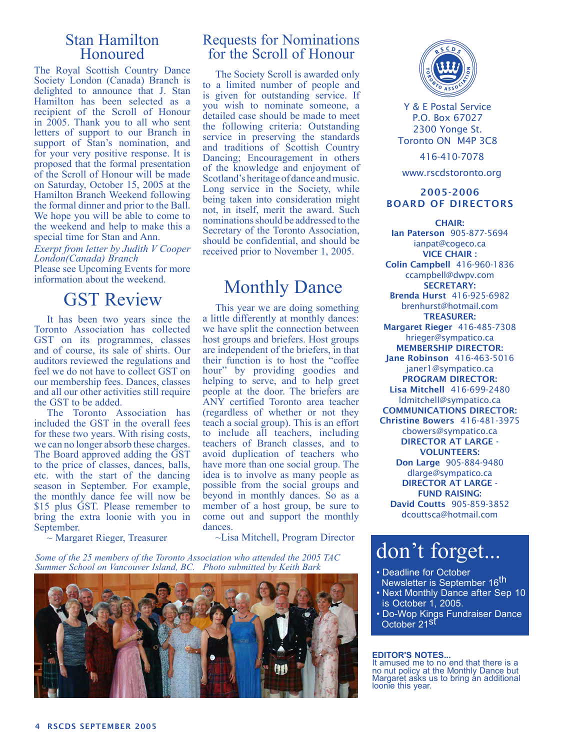## Stan Hamilton Honoured

The Royal Scottish Country Dance Society London (Canada) Branch is delighted to announce that J. Stan Hamilton has been selected as a recipient of the Scroll of Honour in 2005. Thank you to all who sent letters of support to our Branch in support of Stan's nomination, and for your very positive response. It is proposed that the formal presentation of the Scroll of Honour will be made on Saturday, October 15, 2005 at the Hamilton Branch Weekend following the formal dinner and prior to the Ball. We hope you will be able to come to the weekend and help to make this a special time for Stan and Ann.

*Exerpt from letter by Judith V Cooper London(Canada) Branch*

Please see Upcoming Events for more information about the weekend.

## GST Review

It has been two years since the Toronto Association has collected GST on its programmes, classes and of course, its sale of shirts. Our auditors reviewed the regulations and feel we do not have to collect GST on our membership fees. Dances, classes and all our other activities still require the GST to be added.

The Toronto Association has included the GST in the overall fees for these two years. With rising costs, we can no longer absorb these charges. The Board approved adding the GST to the price of classes, dances, balls, etc. with the start of the dancing season in September. For example, the monthly dance fee will now be $15 plus GST. Please remember to bring the extra loonie with you in September.

~ Margaret Rieger, Treasurer

## Requests for Nominations for the Scroll of Honour

The Society Scroll is awarded only to a limited number of people and is given for outstanding service. If you wish to nominate someone, a detailed case should be made to meet the following criteria: Outstanding service in preserving the standards and traditions of Scottish Country Dancing; Encouragement in others of the knowledge and enjoyment of Scotland's heritage of dance and music. Long service in the Society, while being taken into consideration might not, in itself, merit the award. Such nominations should be addressed to the Secretary of the Toronto Association, should be confidential, and should be received prior to November 1, 2005.

## Monthly Dance

This year we are doing something a little differently at monthly dances: we have split the connection between host groups and briefers. Host groups are independent of the briefers, in that their function is to host the "coffee hour" by providing goodies and helping to serve, and to help greet people at the door. The briefers are ANY certified Toronto area teacher (regardless of whether or not they teach a social group). This is an effort to include all teachers, including teachers of Branch classes, and to avoid duplication of teachers who have more than one social group. The idea is to involve as many people as possible from the social groups and beyond in monthly dances. So as a member of a host group, be sure to come out and support the monthly dances.

~Lisa Mitchell, Program Director

*Some of the 25 members of the Toronto Association who attended the 2005 TAC Summer School on Vancouver Island, BC. Photo submitted by Keith Bark*

RSCDS TORONTO ASSOCIATION

Y & E Postal Service
P.O. Box 67027
2300 Yonge St.
Toronto ON M4P 3C8

416-410-7078

www.rscdstoronto.org

**2005-2006 BOARD OF DIRECTORS**

**CHAIR:**
**Ian Paterson** 905-877-5694
ianpat@cogeco.ca

**VICE CHAIR :**
**Colin Campbell** 416-960-1836
ccampbell@dwpv.com

**SECRETARY:**
**Brenda Hurst** 416-925-6982
brenhurst@hotmail.com

**TREASURER:**
**Margaret Rieger** 416-485-7308
hrieger@sympatico.ca

**MEMBERSHIP DIRECTOR:**
**Jane Robinson** 416-463-5016
janer1@sympatico.ca

**PROGRAM DIRECTOR:**
**Lisa Mitchell** 416-699-2480
ldmitchell@sympatico.ca

**COMMUNICATIONS DIRECTOR:**
**Christine Bowers** 416-481-3975
cbowers@sympatico.ca

**DIRECTOR AT LARGE - VOLUNTEERS:**
**Don Large** 905-884-9480
dlarge@sympatico.ca

**DIRECTOR AT LARGE - FUND RAISING:**
**David Coutts** 905-859-3852
dcouttsca@hotmail.com

## don't forget...

- Deadline for October Newsletter is September 16th
- Next Monthly Dance after Sep 10 is October 1, 2005.
- Do-Wop Kings Fundraiser Dance October 21st

**EDITOR'S NOTES...**
It amused me to no end that there is a no nut policy at the Monthly Dance but Margaret asks us to bring an additional loonie this year.